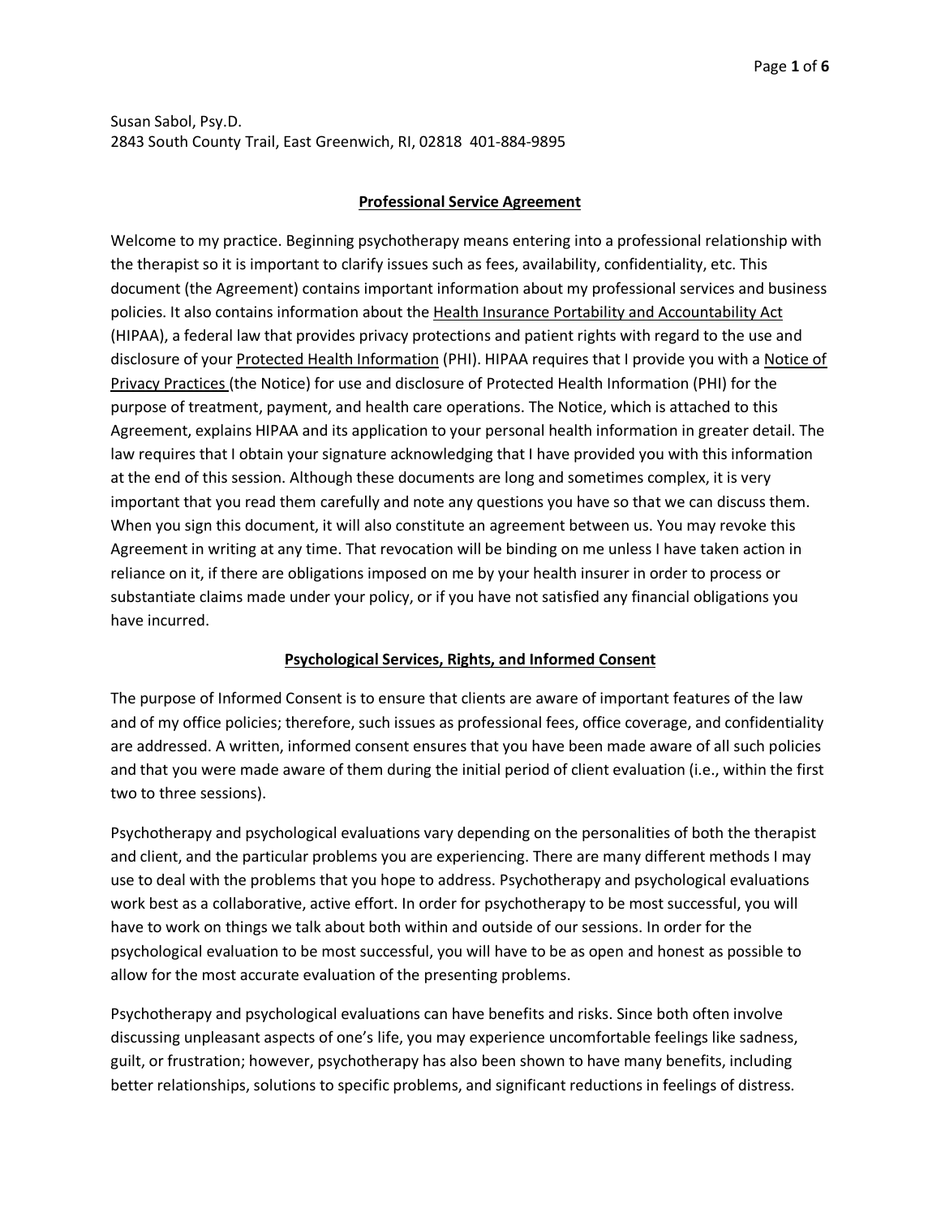Susan Sabol, Psy.D.
2843 South County Trail, East Greenwich, RI, 02818 401-884-9895

## Professional Service Agreement

Welcome to my practice. Beginning psychotherapy means entering into a professional relationship with the therapist so it is important to clarify issues such as fees, availability, confidentiality, etc. This document (the Agreement) contains important information about my professional services and business policies. It also contains information about the Health Insurance Portability and Accountability Act (HIPAA), a federal law that provides privacy protections and patient rights with regard to the use and disclosure of your Protected Health Information (PHI). HIPAA requires that I provide you with a Notice of Privacy Practices (the Notice) for use and disclosure of Protected Health Information (PHI) for the purpose of treatment, payment, and health care operations. The Notice, which is attached to this Agreement, explains HIPAA and its application to your personal health information in greater detail. The law requires that I obtain your signature acknowledging that I have provided you with this information at the end of this session. Although these documents are long and sometimes complex, it is very important that you read them carefully and note any questions you have so that we can discuss them. When you sign this document, it will also constitute an agreement between us. You may revoke this Agreement in writing at any time. That revocation will be binding on me unless I have taken action in reliance on it, if there are obligations imposed on me by your health insurer in order to process or substantiate claims made under your policy, or if you have not satisfied any financial obligations you have incurred.

## Psychological Services, Rights, and Informed Consent

The purpose of Informed Consent is to ensure that clients are aware of important features of the law and of my office policies; therefore, such issues as professional fees, office coverage, and confidentiality are addressed. A written, informed consent ensures that you have been made aware of all such policies and that you were made aware of them during the initial period of client evaluation (i.e., within the first two to three sessions).

Psychotherapy and psychological evaluations vary depending on the personalities of both the therapist and client, and the particular problems you are experiencing. There are many different methods I may use to deal with the problems that you hope to address. Psychotherapy and psychological evaluations work best as a collaborative, active effort. In order for psychotherapy to be most successful, you will have to work on things we talk about both within and outside of our sessions. In order for the psychological evaluation to be most successful, you will have to be as open and honest as possible to allow for the most accurate evaluation of the presenting problems.

Psychotherapy and psychological evaluations can have benefits and risks. Since both often involve discussing unpleasant aspects of one's life, you may experience uncomfortable feelings like sadness, guilt, or frustration; however, psychotherapy has also been shown to have many benefits, including better relationships, solutions to specific problems, and significant reductions in feelings of distress.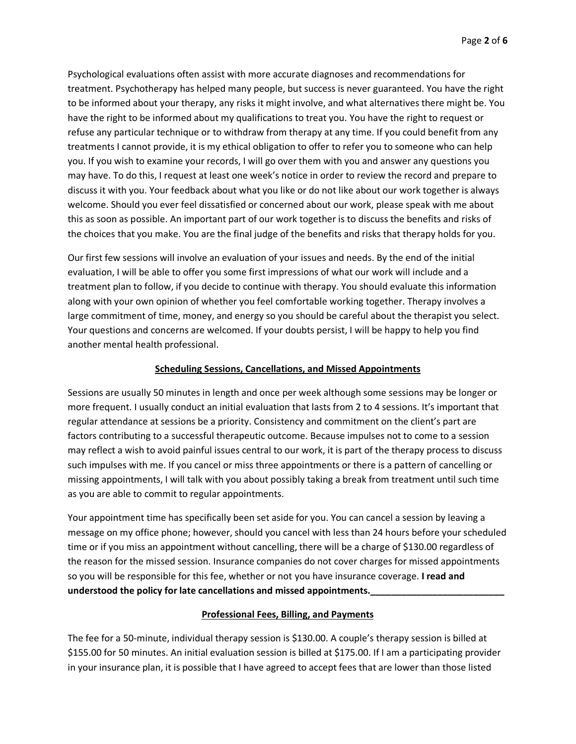Psychological evaluations often assist with more accurate diagnoses and recommendations for treatment. Psychotherapy has helped many people, but success is never guaranteed. You have the right to be informed about your therapy, any risks it might involve, and what alternatives there might be. You have the right to be informed about my qualifications to treat you. You have the right to request or refuse any particular technique or to withdraw from therapy at any time. If you could benefit from any treatments I cannot provide, it is my ethical obligation to offer to refer you to someone who can help you. If you wish to examine your records, I will go over them with you and answer any questions you may have. To do this, I request at least one week's notice in order to review the record and prepare to discuss it with you. Your feedback about what you like or do not like about our work together is always welcome. Should you ever feel dissatisfied or concerned about our work, please speak with me about this as soon as possible. An important part of our work together is to discuss the benefits and risks of the choices that you make. You are the final judge of the benefits and risks that therapy holds for you.

Our first few sessions will involve an evaluation of your issues and needs. By the end of the initial evaluation, I will be able to offer you some first impressions of what our work will include and a treatment plan to follow, if you decide to continue with therapy. You should evaluate this information along with your own opinion of whether you feel comfortable working together. Therapy involves a large commitment of time, money, and energy so you should be careful about the therapist you select. Your questions and concerns are welcomed. If your doubts persist, I will be happy to help you find another mental health professional.

## Scheduling Sessions, Cancellations, and Missed Appointments

Sessions are usually 50 minutes in length and once per week although some sessions may be longer or more frequent. I usually conduct an initial evaluation that lasts from 2 to 4 sessions. It's important that regular attendance at sessions be a priority. Consistency and commitment on the client's part are factors contributing to a successful therapeutic outcome. Because impulses not to come to a session may reflect a wish to avoid painful issues central to our work, it is part of the therapy process to discuss such impulses with me. If you cancel or miss three appointments or there is a pattern of cancelling or missing appointments, I will talk with you about possibly taking a break from treatment until such time as you are able to commit to regular appointments.

Your appointment time has specifically been set aside for you. You can cancel a session by leaving a message on my office phone; however, should you cancel with less than 24 hours before your scheduled time or if you miss an appointment without cancelling, there will be a charge of $130.00 regardless of the reason for the missed session. Insurance companies do not cover charges for missed appointments so you will be responsible for this fee, whether or not you have insurance coverage. **I read and understood the policy for late cancellations and missed appointments.__________________________**

## Professional Fees, Billing, and Payments

The fee for a 50-minute, individual therapy session is $130.00. A couple's therapy session is billed at $155.00 for 50 minutes. An initial evaluation session is billed at $175.00. If I am a participating provider in your insurance plan, it is possible that I have agreed to accept fees that are lower than those listed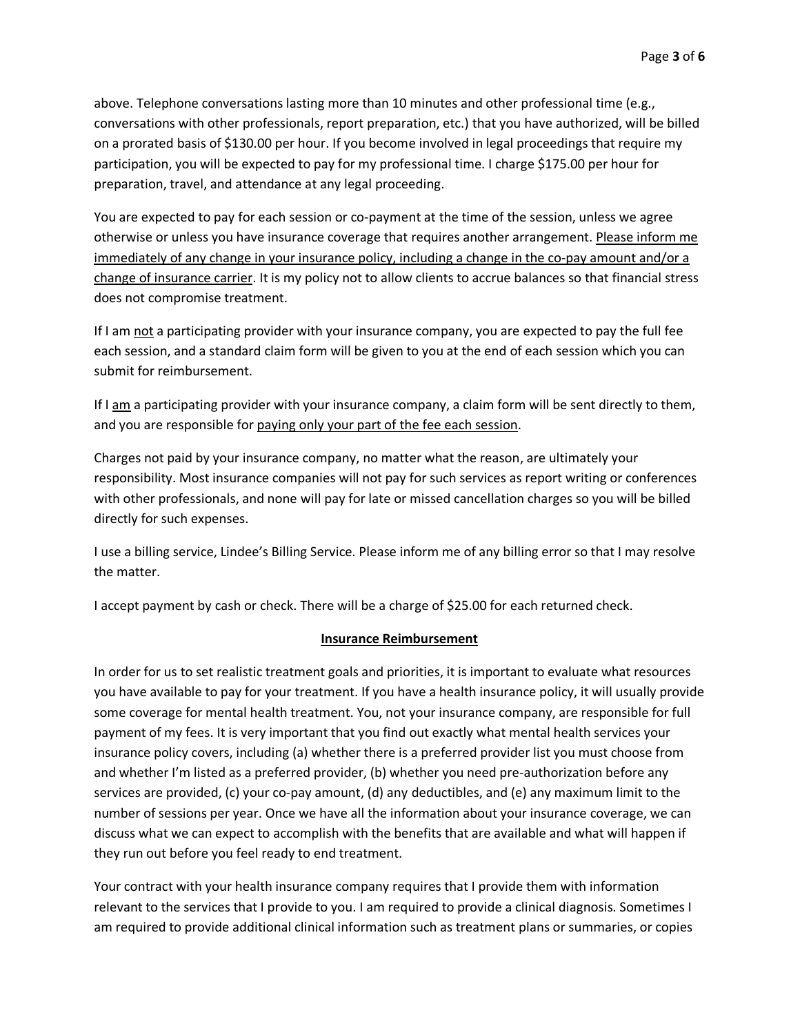above. Telephone conversations lasting more than 10 minutes and other professional time (e.g., conversations with other professionals, report preparation, etc.) that you have authorized, will be billed on a prorated basis of $130.00 per hour. If you become involved in legal proceedings that require my participation, you will be expected to pay for my professional time. I charge $175.00 per hour for preparation, travel, and attendance at any legal proceeding.

You are expected to pay for each session or co-payment at the time of the session, unless we agree otherwise or unless you have insurance coverage that requires another arrangement. <u>Please inform me immediately of any change in your insurance policy, including a change in the co-pay amount and/or a change of insurance carrier</u>. It is my policy not to allow clients to accrue balances so that financial stress does not compromise treatment.

If I am <u>not</u> a participating provider with your insurance company, you are expected to pay the full fee each session, and a standard claim form will be given to you at the end of each session which you can submit for reimbursement.

If I <u>am</u> a participating provider with your insurance company, a claim form will be sent directly to them, and you are responsible for <u>paying only your part of the fee each session</u>.

Charges not paid by your insurance company, no matter what the reason, are ultimately your responsibility. Most insurance companies will not pay for such services as report writing or conferences with other professionals, and none will pay for late or missed cancellation charges so you will be billed directly for such expenses.

I use a billing service, Lindee's Billing Service. Please inform me of any billing error so that I may resolve the matter.

I accept payment by cash or check. There will be a charge of $25.00 for each returned check.

## <u>**Insurance Reimbursement**</u>

In order for us to set realistic treatment goals and priorities, it is important to evaluate what resources you have available to pay for your treatment. If you have a health insurance policy, it will usually provide some coverage for mental health treatment. You, not your insurance company, are responsible for full payment of my fees. It is very important that you find out exactly what mental health services your insurance policy covers, including (a) whether there is a preferred provider list you must choose from and whether I'm listed as a preferred provider, (b) whether you need pre-authorization before any services are provided, (c) your co-pay amount, (d) any deductibles, and (e) any maximum limit to the number of sessions per year. Once we have all the information about your insurance coverage, we can discuss what we can expect to accomplish with the benefits that are available and what will happen if they run out before you feel ready to end treatment.

Your contract with your health insurance company requires that I provide them with information relevant to the services that I provide to you. I am required to provide a clinical diagnosis. Sometimes I am required to provide additional clinical information such as treatment plans or summaries, or copies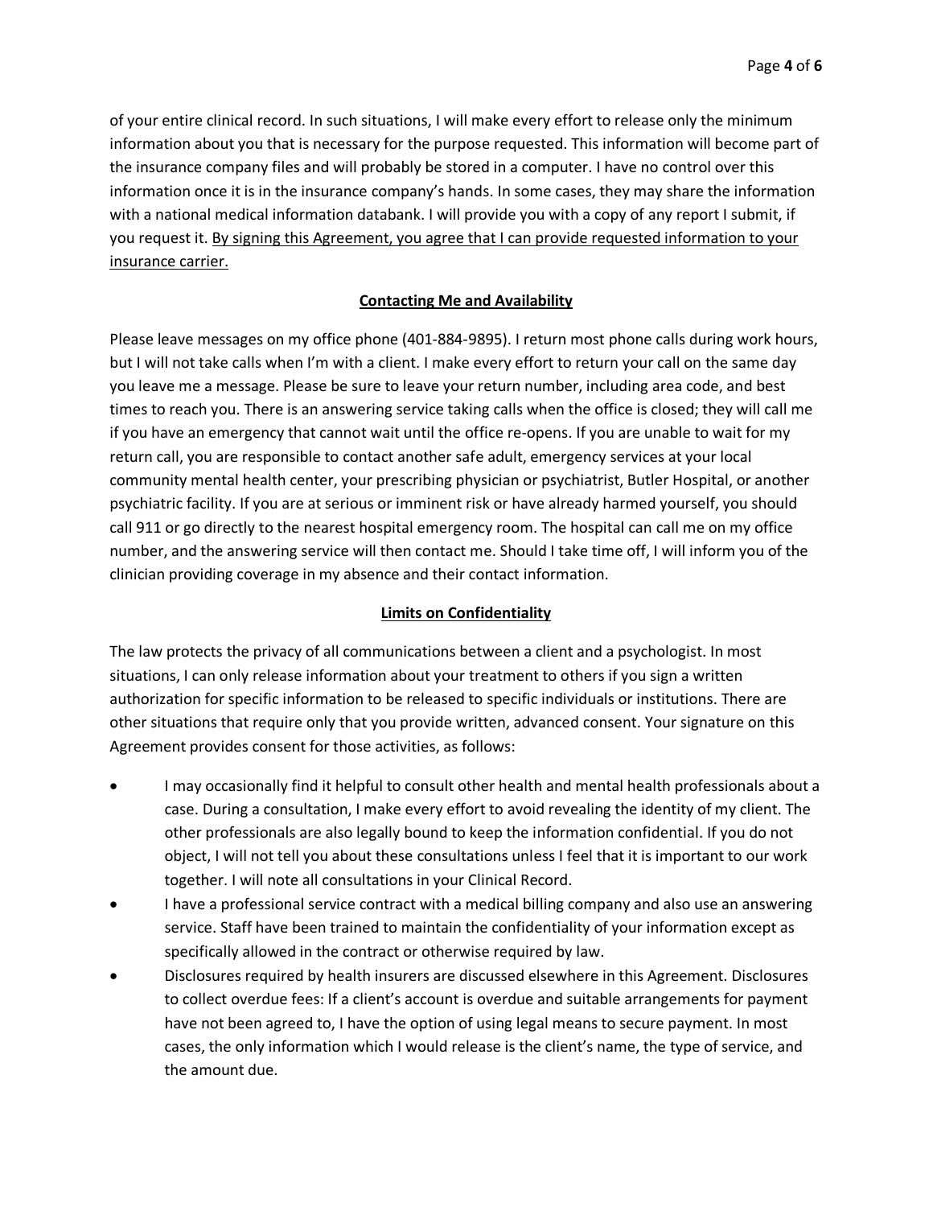of your entire clinical record. In such situations, I will make every effort to release only the minimum information about you that is necessary for the purpose requested. This information will become part of the insurance company files and will probably be stored in a computer. I have no control over this information once it is in the insurance company's hands. In some cases, they may share the information with a national medical information databank. I will provide you with a copy of any report I submit, if you request it. <u>By signing this Agreement, you agree that I can provide requested information to your insurance carrier.</u>

## <u>Contacting Me and Availability</u>

Please leave messages on my office phone (401-884-9895). I return most phone calls during work hours, but I will not take calls when I'm with a client. I make every effort to return your call on the same day you leave me a message. Please be sure to leave your return number, including area code, and best times to reach you. There is an answering service taking calls when the office is closed; they will call me if you have an emergency that cannot wait until the office re-opens. If you are unable to wait for my return call, you are responsible to contact another safe adult, emergency services at your local community mental health center, your prescribing physician or psychiatrist, Butler Hospital, or another psychiatric facility. If you are at serious or imminent risk or have already harmed yourself, you should call 911 or go directly to the nearest hospital emergency room. The hospital can call me on my office number, and the answering service will then contact me. Should I take time off, I will inform you of the clinician providing coverage in my absence and their contact information.

## <u>Limits on Confidentiality</u>

The law protects the privacy of all communications between a client and a psychologist. In most situations, I can only release information about your treatment to others if you sign a written authorization for specific information to be released to specific individuals or institutions. There are other situations that require only that you provide written, advanced consent. Your signature on this Agreement provides consent for those activities, as follows:

- I may occasionally find it helpful to consult other health and mental health professionals about a case. During a consultation, I make every effort to avoid revealing the identity of my client. The other professionals are also legally bound to keep the information confidential. If you do not object, I will not tell you about these consultations unless I feel that it is important to our work together. I will note all consultations in your Clinical Record.
- I have a professional service contract with a medical billing company and also use an answering service. Staff have been trained to maintain the confidentiality of your information except as specifically allowed in the contract or otherwise required by law.
- Disclosures required by health insurers are discussed elsewhere in this Agreement. Disclosures to collect overdue fees: If a client's account is overdue and suitable arrangements for payment have not been agreed to, I have the option of using legal means to secure payment. In most cases, the only information which I would release is the client's name, the type of service, and the amount due.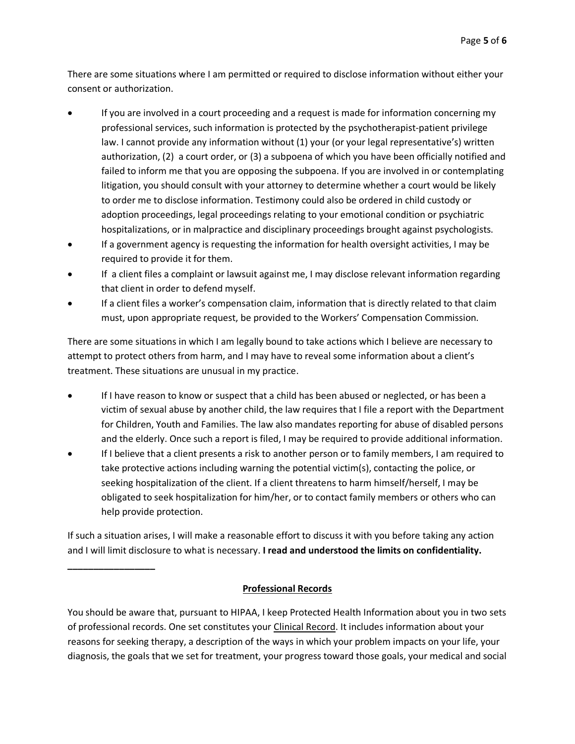There are some situations where I am permitted or required to disclose information without either your consent or authorization.

- If you are involved in a court proceeding and a request is made for information concerning my professional services, such information is protected by the psychotherapist-patient privilege law. I cannot provide any information without (1) your (or your legal representative's) written authorization, (2) a court order, or (3) a subpoena of which you have been officially notified and failed to inform me that you are opposing the subpoena. If you are involved in or contemplating litigation, you should consult with your attorney to determine whether a court would be likely to order me to disclose information. Testimony could also be ordered in child custody or adoption proceedings, legal proceedings relating to your emotional condition or psychiatric hospitalizations, or in malpractice and disciplinary proceedings brought against psychologists.
- If a government agency is requesting the information for health oversight activities, I may be required to provide it for them.
- If a client files a complaint or lawsuit against me, I may disclose relevant information regarding that client in order to defend myself.
- If a client files a worker's compensation claim, information that is directly related to that claim must, upon appropriate request, be provided to the Workers' Compensation Commission.

There are some situations in which I am legally bound to take actions which I believe are necessary to attempt to protect others from harm, and I may have to reveal some information about a client's treatment. These situations are unusual in my practice.

- If I have reason to know or suspect that a child has been abused or neglected, or has been a victim of sexual abuse by another child, the law requires that I file a report with the Department for Children, Youth and Families. The law also mandates reporting for abuse of disabled persons and the elderly. Once such a report is filed, I may be required to provide additional information.
- If I believe that a client presents a risk to another person or to family members, I am required to take protective actions including warning the potential victim(s), contacting the police, or seeking hospitalization of the client. If a client threatens to harm himself/herself, I may be obligated to seek hospitalization for him/her, or to contact family members or others who can help provide protection.

If such a situation arises, I will make a reasonable effort to discuss it with you before taking any action and I will limit disclosure to what is necessary. **I read and understood the limits on confidentiality.**

**_________________**

## Professional Records

You should be aware that, pursuant to HIPAA, I keep Protected Health Information about you in two sets of professional records. One set constitutes your Clinical Record. It includes information about your reasons for seeking therapy, a description of the ways in which your problem impacts on your life, your diagnosis, the goals that we set for treatment, your progress toward those goals, your medical and social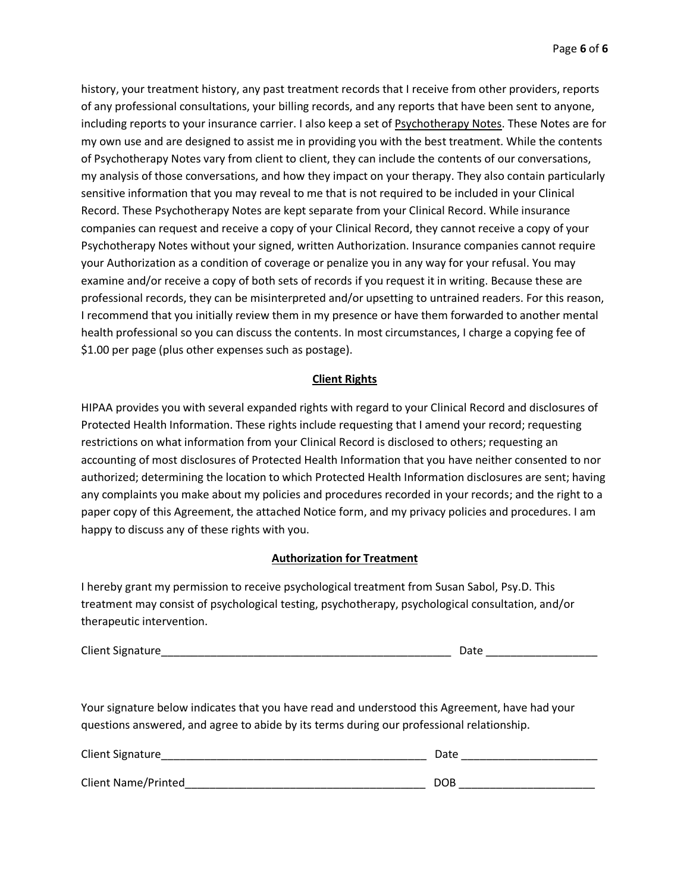history, your treatment history, any past treatment records that I receive from other providers, reports of any professional consultations, your billing records, and any reports that have been sent to anyone, including reports to your insurance carrier. I also keep a set of Psychotherapy Notes. These Notes are for my own use and are designed to assist me in providing you with the best treatment. While the contents of Psychotherapy Notes vary from client to client, they can include the contents of our conversations, my analysis of those conversations, and how they impact on your therapy. They also contain particularly sensitive information that you may reveal to me that is not required to be included in your Clinical Record. These Psychotherapy Notes are kept separate from your Clinical Record. While insurance companies can request and receive a copy of your Clinical Record, they cannot receive a copy of your Psychotherapy Notes without your signed, written Authorization. Insurance companies cannot require your Authorization as a condition of coverage or penalize you in any way for your refusal. You may examine and/or receive a copy of both sets of records if you request it in writing. Because these are professional records, they can be misinterpreted and/or upsetting to untrained readers. For this reason, I recommend that you initially review them in my presence or have them forwarded to another mental health professional so you can discuss the contents. In most circumstances, I charge a copying fee of $1.00 per page (plus other expenses such as postage).

## Client Rights

HIPAA provides you with several expanded rights with regard to your Clinical Record and disclosures of Protected Health Information. These rights include requesting that I amend your record; requesting restrictions on what information from your Clinical Record is disclosed to others; requesting an accounting of most disclosures of Protected Health Information that you have neither consented to nor authorized; determining the location to which Protected Health Information disclosures are sent; having any complaints you make about my policies and procedures recorded in your records; and the right to a paper copy of this Agreement, the attached Notice form, and my privacy policies and procedures. I am happy to discuss any of these rights with you.

## Authorization for Treatment

I hereby grant my permission to receive psychological treatment from Susan Sabol, Psy.D. This treatment may consist of psychological testing, psychotherapy, psychological consultation, and/or therapeutic intervention.

Client Signature_________________________________________________ Date __________________

Your signature below indicates that you have read and understood this Agreement, have had your questions answered, and agree to abide by its terms during our professional relationship.

Client Signature____________________________________________ Date ______________________

Client Name/Printed_______________________________________ DOB ______________________